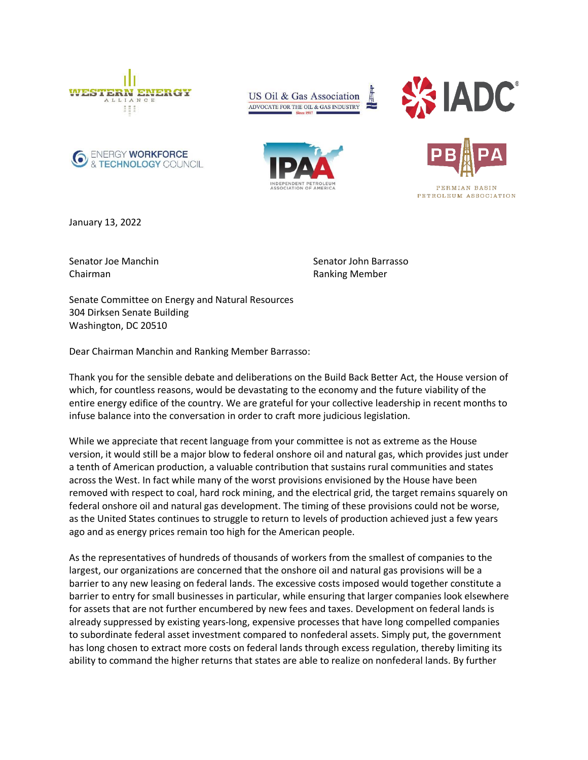January 13, 2022

Senator Joe Manchin
Chairman

Senator John Barrasso
Ranking Member

Senate Committee on Energy and Natural Resources
304 Dirksen Senate Building
Washington, DC 20510

Dear Chairman Manchin and Ranking Member Barrasso:

Thank you for the sensible debate and deliberations on the Build Back Better Act, the House version of which, for countless reasons, would be devastating to the economy and the future viability of the entire energy edifice of the country. We are grateful for your collective leadership in recent months to infuse balance into the conversation in order to craft more judicious legislation.

While we appreciate that recent language from your committee is not as extreme as the House version, it would still be a major blow to federal onshore oil and natural gas, which provides just under a tenth of American production, a valuable contribution that sustains rural communities and states across the West. In fact while many of the worst provisions envisioned by the House have been removed with respect to coal, hard rock mining, and the electrical grid, the target remains squarely on federal onshore oil and natural gas development. The timing of these provisions could not be worse, as the United States continues to struggle to return to levels of production achieved just a few years ago and as energy prices remain too high for the American people.

As the representatives of hundreds of thousands of workers from the smallest of companies to the largest, our organizations are concerned that the onshore oil and natural gas provisions will be a barrier to any new leasing on federal lands. The excessive costs imposed would together constitute a barrier to entry for small businesses in particular, while ensuring that larger companies look elsewhere for assets that are not further encumbered by new fees and taxes. Development on federal lands is already suppressed by existing years-long, expensive processes that have long compelled companies to subordinate federal asset investment compared to nonfederal assets. Simply put, the government has long chosen to extract more costs on federal lands through excess regulation, thereby limiting its ability to command the higher returns that states are able to realize on nonfederal lands. By further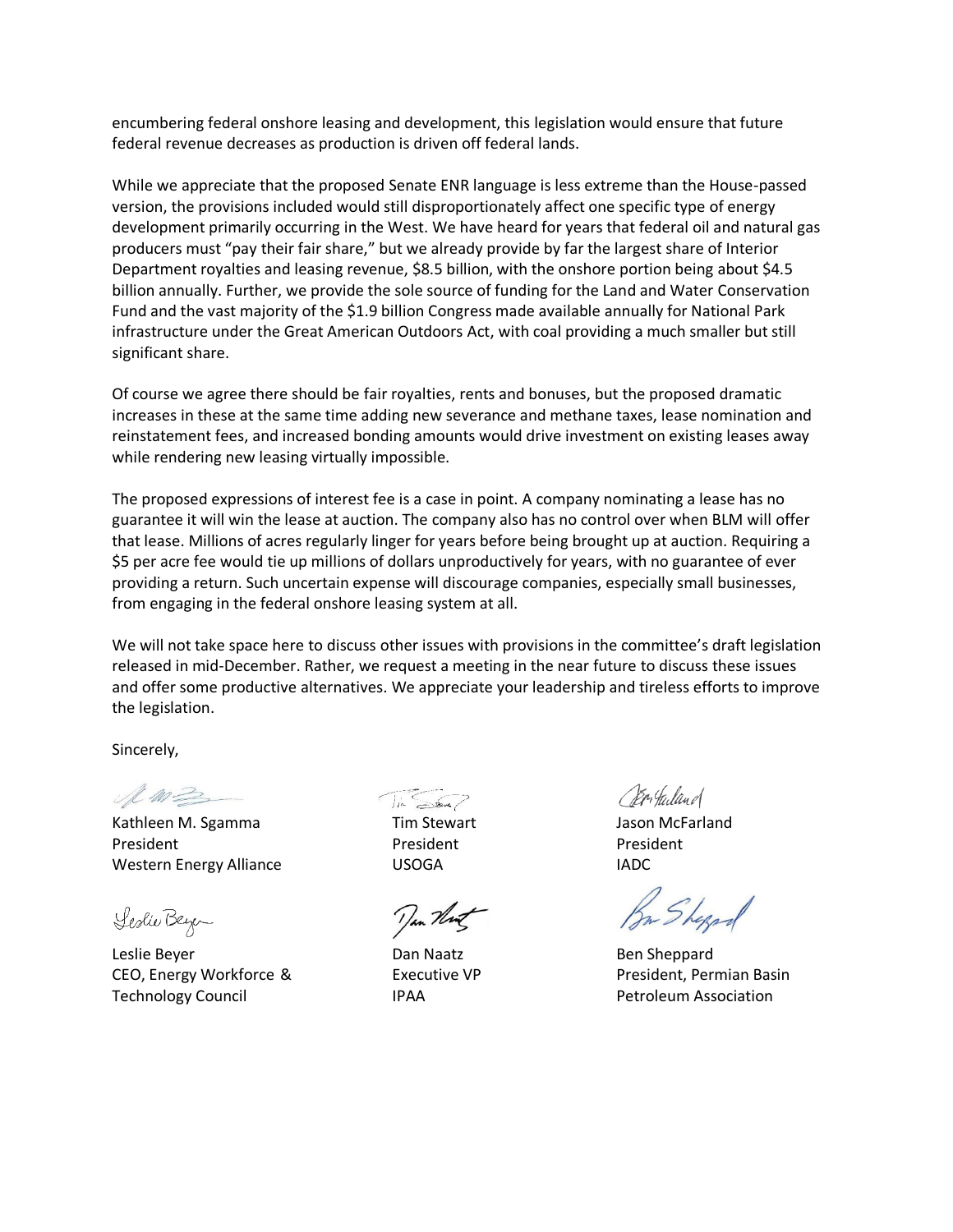encumbering federal onshore leasing and development, this legislation would ensure that future federal revenue decreases as production is driven off federal lands.

While we appreciate that the proposed Senate ENR language is less extreme than the House-passed version, the provisions included would still disproportionately affect one specific type of energy development primarily occurring in the West. We have heard for years that federal oil and natural gas producers must "pay their fair share," but we already provide by far the largest share of Interior Department royalties and leasing revenue, $8.5 billion, with the onshore portion being about $4.5 billion annually. Further, we provide the sole source of funding for the Land and Water Conservation Fund and the vast majority of the $1.9 billion Congress made available annually for National Park infrastructure under the Great American Outdoors Act, with coal providing a much smaller but still significant share.

Of course we agree there should be fair royalties, rents and bonuses, but the proposed dramatic increases in these at the same time adding new severance and methane taxes, lease nomination and reinstatement fees, and increased bonding amounts would drive investment on existing leases away while rendering new leasing virtually impossible.

The proposed expressions of interest fee is a case in point. A company nominating a lease has no guarantee it will win the lease at auction. The company also has no control over when BLM will offer that lease. Millions of acres regularly linger for years before being brought up at auction. Requiring a $5 per acre fee would tie up millions of dollars unproductively for years, with no guarantee of ever providing a return. Such uncertain expense will discourage companies, especially small businesses, from engaging in the federal onshore leasing system at all.

We will not take space here to discuss other issues with provisions in the committee's draft legislation released in mid-December. Rather, we request a meeting in the near future to discuss these issues and offer some productive alternatives. We appreciate your leadership and tireless efforts to improve the legislation.

Sincerely,

Kathleen M. Sgamma
President
Western Energy Alliance

Tim Stewart
President
USOGA

Jason McFarland
President
IADC

Leslie Beyer
CEO, Energy Workforce & Technology Council

Dan Naatz
Executive VP
IPAA

Ben Sheppard
President, Permian Basin Petroleum Association